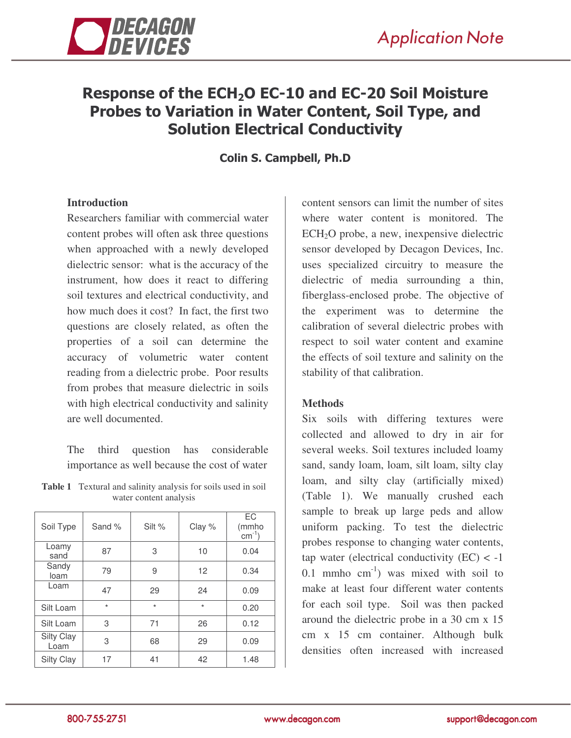# Response of the $ECH_2O$ EC-10 and EC-20 Soil Moisture Probes to Variation in Water Content, Soil Type, and Solution Electrical Conductivity

**Colin S. Campbell, Ph.D**

## Introduction

Researchers familiar with commercial water content probes will often ask three questions when approached with a newly developed dielectric sensor: what is the accuracy of the instrument, how does it react to differing soil textures and electrical conductivity, and how much does it cost? In fact, the first two questions are closely related, as often the properties of a soil can determine the accuracy of volumetric water content reading from a dielectric probe. Poor results from probes that measure dielectric in soils with high electrical conductivity and salinity are well documented.

The third question has considerable importance as well because the cost of water content sensors can limit the number of sites where water content is monitored. The $ECH_2O$ probe, a new, inexpensive dielectric sensor developed by Decagon Devices, Inc. uses specialized circuitry to measure the dielectric of media surrounding a thin, fiberglass-enclosed probe. The objective of the experiment was to determine the calibration of several dielectric probes with respect to soil water content and examine the effects of soil texture and salinity on the stability of that calibration.

**Table 1** Textural and salinity analysis for soils used in soil water content analysis

| Soil Type | Sand % | Silt % | Clay % | EC (mmho $cm^{-1}$) |
|---|---|---|---|---|
| Loamy sand | 87 | 3 | 10 | 0.04 |
| Sandy loam | 79 | 9 | 12 | 0.34 |
| Loam | 47 | 29 | 24 | 0.09 |
| Silt Loam | * | * | * | 0.20 |
| Silt Loam | 3 | 71 | 26 | 0.12 |
| Silty Clay Loam | 3 | 68 | 29 | 0.09 |
| Silty Clay | 17 | 41 | 42 | 1.48 |

## Methods

Six soils with differing textures were collected and allowed to dry in air for several weeks. Soil textures included loamy sand, sandy loam, loam, silt loam, silty clay loam, and silty clay (artificially mixed) (Table 1). We manually crushed each sample to break up large peds and allow uniform packing. To test the dielectric probes response to changing water contents, tap water (electrical conductivity (EC) < 0.1 mmho $cm^{-1}$) was mixed with soil to make at least four different water contents for each soil type. Soil was then packed around the dielectric probe in a 30 cm x 15 cm x 15 cm container. Although bulk densities often increased with increased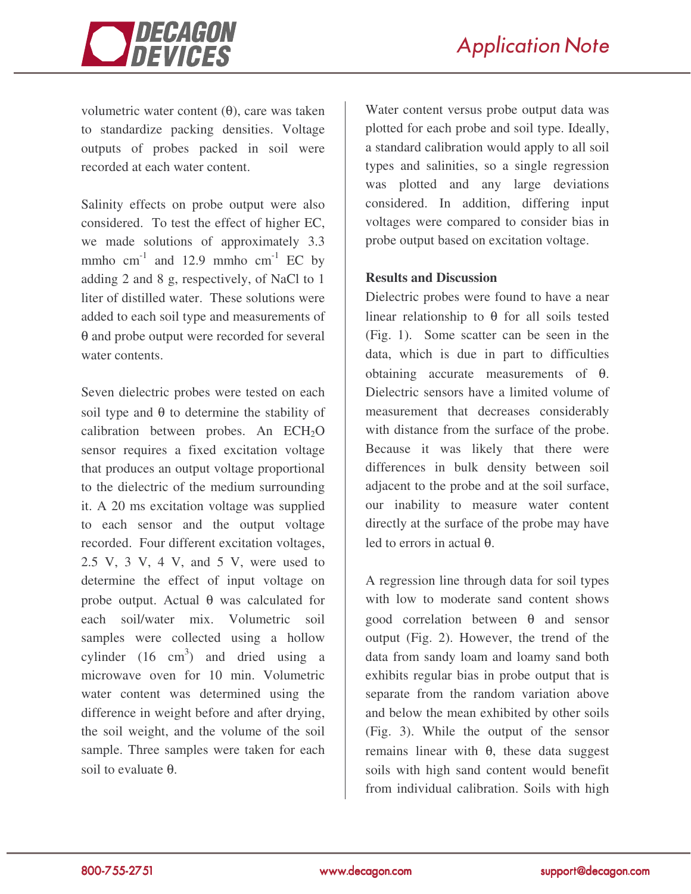volumetric water content (θ), care was taken to standardize packing densities. Voltage outputs of probes packed in soil were recorded at each water content.

Salinity effects on probe output were also considered. To test the effect of higher EC, we made solutions of approximately 3.3 mmho $cm^{-1}$ and 12.9 mmho $cm^{-1}$ EC by adding 2 and 8 g, respectively, of NaCl to 1 liter of distilled water. These solutions were added to each soil type and measurements of θ and probe output were recorded for several water contents.

Seven dielectric probes were tested on each soil type and θ to determine the stability of calibration between probes. An $ECH_2O$ sensor requires a fixed excitation voltage that produces an output voltage proportional to the dielectric of the medium surrounding it. A 20 ms excitation voltage was supplied to each sensor and the output voltage recorded. Four different excitation voltages, 2.5 V, 3 V, 4 V, and 5 V, were used to determine the effect of input voltage on probe output. Actual θ was calculated for each soil/water mix. Volumetric soil samples were collected using a hollow cylinder (16 $cm^3$) and dried using a microwave oven for 10 min. Volumetric water content was determined using the difference in weight before and after drying, the soil weight, and the volume of the soil sample. Three samples were taken for each soil to evaluate θ.

Water content versus probe output data was plotted for each probe and soil type. Ideally, a standard calibration would apply to all soil types and salinities, so a single regression was plotted and any large deviations considered. In addition, differing input voltages were compared to consider bias in probe output based on excitation voltage.

**Results and Discussion**

Dielectric probes were found to have a near linear relationship to θ for all soils tested (Fig. 1). Some scatter can be seen in the data, which is due in part to difficulties obtaining accurate measurements of θ. Dielectric sensors have a limited volume of measurement that decreases considerably with distance from the surface of the probe. Because it was likely that there were differences in bulk density between soil adjacent to the probe and at the soil surface, our inability to measure water content directly at the surface of the probe may have led to errors in actual θ.

A regression line through data for soil types with low to moderate sand content shows good correlation between θ and sensor output (Fig. 2). However, the trend of the data from sandy loam and loamy sand both exhibits regular bias in probe output that is separate from the random variation above and below the mean exhibited by other soils (Fig. 3). While the output of the sensor remains linear with θ, these data suggest soils with high sand content would benefit from individual calibration. Soils with high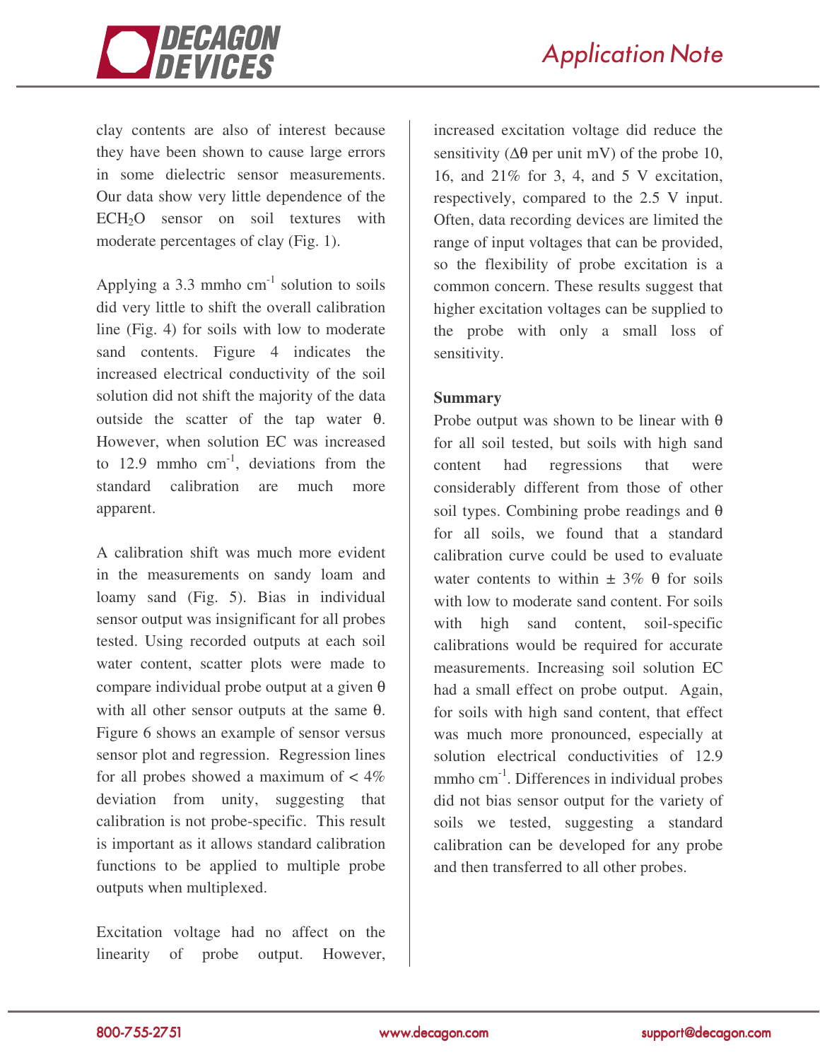clay contents are also of interest because they have been shown to cause large errors in some dielectric sensor measurements. Our data show very little dependence of the $ECH_2O$ sensor on soil textures with moderate percentages of clay (Fig. 1).

Applying a 3.3 mmho $cm^{-1}$ solution to soils did very little to shift the overall calibration line (Fig. 4) for soils with low to moderate sand contents. Figure 4 indicates the increased electrical conductivity of the soil solution did not shift the majority of the data outside the scatter of the tap water θ. However, when solution EC was increased to 12.9 mmho $cm^{-1}$, deviations from the standard calibration are much more apparent.

A calibration shift was much more evident in the measurements on sandy loam and loamy sand (Fig. 5). Bias in individual sensor output was insignificant for all probes tested. Using recorded outputs at each soil water content, scatter plots were made to compare individual probe output at a given θ with all other sensor outputs at the same θ. Figure 6 shows an example of sensor versus sensor plot and regression. Regression lines for all probes showed a maximum of < 4% deviation from unity, suggesting that calibration is not probe-specific. This result is important as it allows standard calibration functions to be applied to multiple probe outputs when multiplexed.

Excitation voltage had no affect on the linearity of probe output. However, increased excitation voltage did reduce the sensitivity (Δθ per unit mV) of the probe 10, 16, and 21% for 3, 4, and 5 V excitation, respectively, compared to the 2.5 V input. Often, data recording devices are limited the range of input voltages that can be provided, so the flexibility of probe excitation is a common concern. These results suggest that higher excitation voltages can be supplied to the probe with only a small loss of sensitivity.

**Summary**

Probe output was shown to be linear with θ for all soil tested, but soils with high sand content had regressions that were considerably different from those of other soil types. Combining probe readings and θ for all soils, we found that a standard calibration curve could be used to evaluate water contents to within ± 3% θ for soils with low to moderate sand content. For soils with high sand content, soil-specific calibrations would be required for accurate measurements. Increasing soil solution EC had a small effect on probe output. Again, for soils with high sand content, that effect was much more pronounced, especially at solution electrical conductivities of 12.9 mmho $cm^{-1}$. Differences in individual probes did not bias sensor output for the variety of soils we tested, suggesting a standard calibration can be developed for any probe and then transferred to all other probes.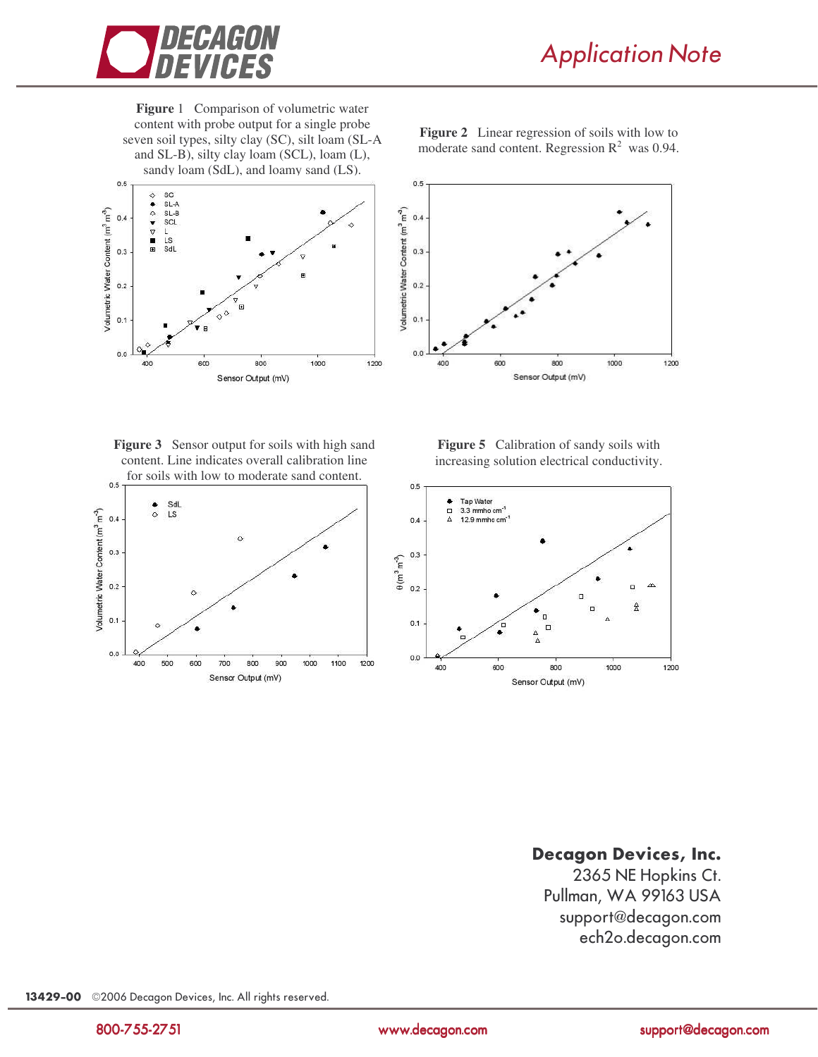**Figure 1** Comparison of volumetric water content with probe output for a single probe seven soil types, silty clay (SC), silt loam (SL-A and SL-B), silty clay loam (SCL), loam (L), sandy loam (SdL), and loamy sand (LS).

SC
SL-A
SL-B
SCL
L
LS
SdL

Volumetric Water Content ($m^3$ $m^{-3}$)
0.0
0.1
0.2
0.3
0.4
0.5

Sensor Output (mV)
400
600
800
1000
1200

**Figure 2** Linear regression of soils with low to moderate sand content. Regression $R^2$ was 0.94.

Volumetric Water Content ($m^3$ $m^{-3}$)
0.0
0.1
0.2
0.3
0.4
0.5

Sensor Output (mV)
400
600
800
1000
1200

**Figure 3** Sensor output for soils with high sand content. Line indicates overall calibration line for soils with low to moderate sand content.

SdL
LS

Volumetric Water Content ($m^3$ $m^{-3}$)
0.0
0.1
0.2
0.3
0.4
0.5

Sensor Output (mV)
400
500
600
700
800
900
1000
1100
1200

**Figure 5** Calibration of sandy soils with increasing solution electrical conductivity.

Tap Water
3.3 mmho $cm^{-1}$
12.9 mmho $cm^{-1}$

$\theta$ ($m^3$ $m^{-3}$)
0.0
0.1
0.2
0.3
0.4
0.5

Sensor Output (mV)
400
600
800
1000
1200

**Decagon Devices, Inc.**
2365 NE Hopkins Ct.
Pullman, WA 99163 USA
support@decagon.com
ech2o.decagon.com

**13429-00** ©2006 Decagon Devices, Inc. All rights reserved.

800-755-2751 www.decagon.com support@decagon.com